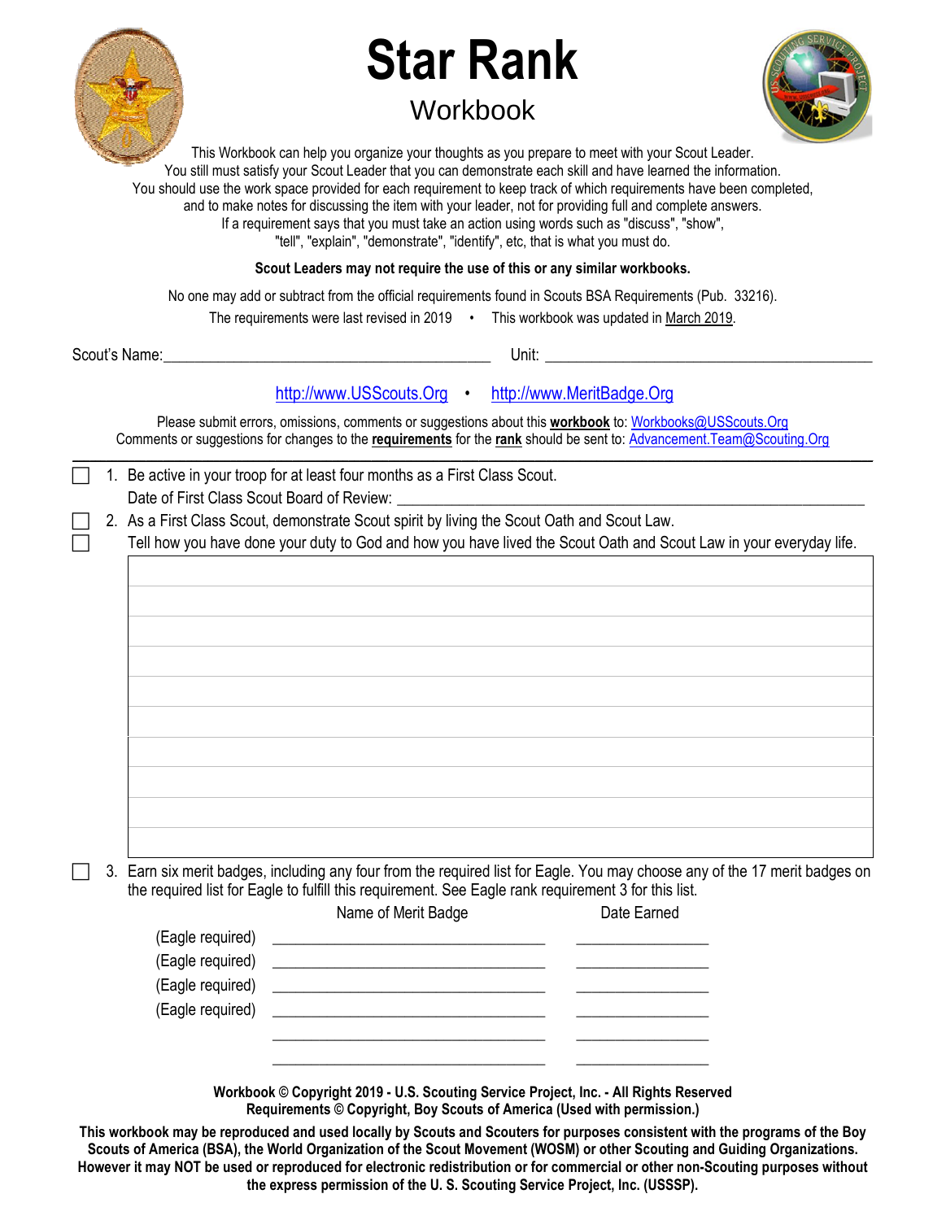# Star Rank

## Workbook

This Workbook can help you organize your thoughts as you prepare to meet with your Scout Leader.
You still must satisfy your Scout Leader that you can demonstrate each skill and have learned the information.
You should use the work space provided for each requirement to keep track of which requirements have been completed,
and to make notes for discussing the item with your leader, not for providing full and complete answers.
If a requirement says that you must take an action using words such as "discuss", "show",
"tell", "explain", "demonstrate", "identify", etc, that is what you must do.

**Scout Leaders may not require the use of this or any similar workbooks.**

No one may add or subtract from the official requirements found in Scouts BSA Requirements (Pub. 33216).

The requirements were last revised in 2019 • This workbook was updated in March 2019.

Scout's Name:_______________________________ Unit: _______________________________

http://www.USScouts.Org • http://www.MeritBadge.Org

Please submit errors, omissions, comments or suggestions about this **workbook** to: Workbooks@USScouts.Org
Comments or suggestions for changes to the **requirements** for the **rank** should be sent to: Advancement.Team@Scouting.Org

---

☐ 1. Be active in your troop for at least four months as a First Class Scout.
Date of First Class Scout Board of Review: ___________________________________

☐ 2. As a First Class Scout, demonstrate Scout spirit by living the Scout Oath and Scout Law.
☐ Tell how you have done your duty to God and how you have lived the Scout Oath and Scout Law in your everyday life.

|  |
|---|
|  |
|  |
|  |
|  |
|  |
|  |
|  |
|  |
|  |

☐ 3. Earn six merit badges, including any four from the required list for Eagle. You may choose any of the 17 merit badges on the required list for Eagle to fulfill this requirement. See Eagle rank requirement 3 for this list.

|  | Name of Merit Badge | Date Earned |
|---|---|---|
| (Eagle required) | ______________________ | __________ |
| (Eagle required) | ______________________ | __________ |
| (Eagle required) | ______________________ | __________ |
| (Eagle required) | ______________________ | __________ |
|  | ______________________ | __________ |
|  | ______________________ | __________ |

**Workbook © Copyright 2019 - U.S. Scouting Service Project, Inc. - All Rights Reserved**
**Requirements © Copyright, Boy Scouts of America (Used with permission.)**

**This workbook may be reproduced and used locally by Scouts and Scouters for purposes consistent with the programs of the Boy Scouts of America (BSA), the World Organization of the Scout Movement (WOSM) or other Scouting and Guiding Organizations. However it may NOT be used or reproduced for electronic redistribution or for commercial or other non-Scouting purposes without the express permission of the U. S. Scouting Service Project, Inc. (USSSP).**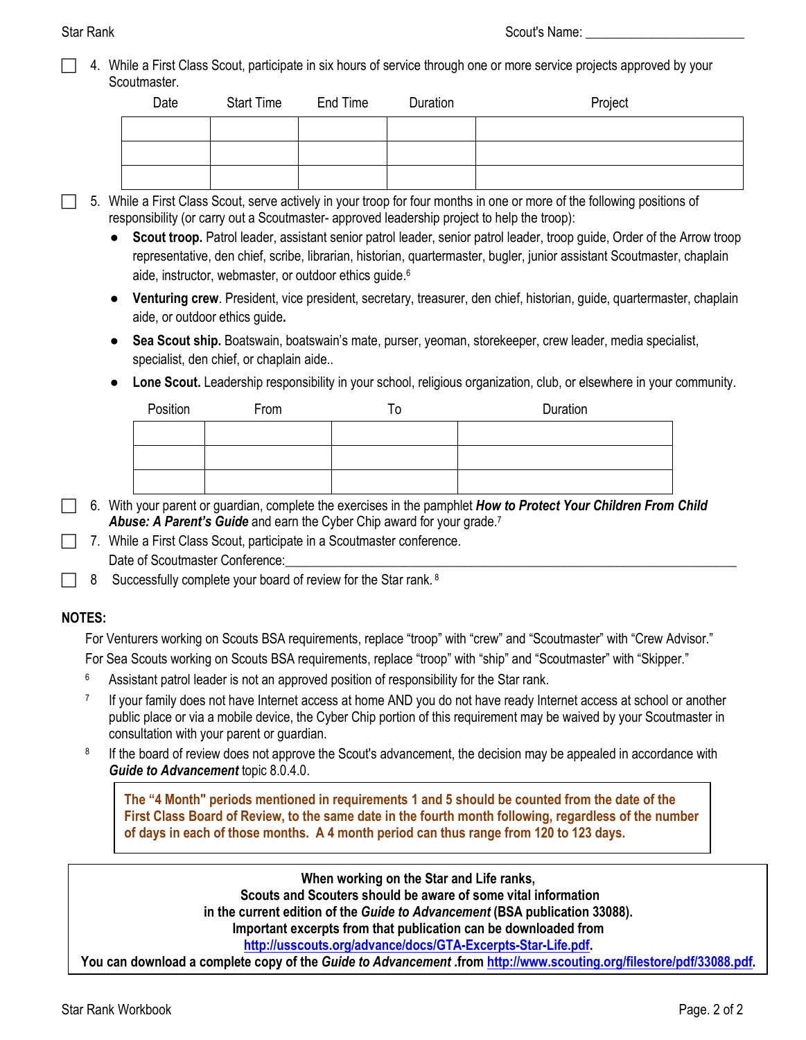Scout's Name: ________________________

☐ 4. While a First Class Scout, participate in six hours of service through one or more service projects approved by your Scoutmaster.

| Date | Start Time | End Time | Duration | Project |
|---|---|---|---|---|
| | | | | |
| | | | | |
| | | | | |

☐ 5. While a First Class Scout, serve actively in your troop for four months in one or more of the following positions of responsibility (or carry out a Scoutmaster- approved leadership project to help the troop):

- **Scout troop.** Patrol leader, assistant senior patrol leader, senior patrol leader, troop guide, Order of the Arrow troop representative, den chief, scribe, librarian, historian, quartermaster, bugler, junior assistant Scoutmaster, chaplain aide, instructor, webmaster, or outdoor ethics guide.[6]
- **Venturing crew**. President, vice president, secretary, treasurer, den chief, historian, guide, quartermaster, chaplain aide, or outdoor ethics guide**.**
- **Sea Scout ship.** Boatswain, boatswain's mate, purser, yeoman, storekeeper, crew leader, media specialist, specialist, den chief, or chaplain aide..
- **Lone Scout.** Leadership responsibility in your school, religious organization, club, or elsewhere in your community.

| Position | From | To | Duration |
|---|---|---|---|
| | | | |
| | | | |
| | | | |

☐ 6. With your parent or guardian, complete the exercises in the pamphlet ***How to Protect Your Children From Child Abuse: A Parent's Guide*** and earn the Cyber Chip award for your grade.[7]

☐ 7. While a First Class Scout, participate in a Scoutmaster conference.
Date of Scoutmaster Conference:________________________________________________

☐ 8 Successfully complete your board of review for the Star rank. [8]

**NOTES:**

For Venturers working on Scouts BSA requirements, replace "troop" with "crew" and "Scoutmaster" with "Crew Advisor."

For Sea Scouts working on Scouts BSA requirements, replace "troop" with "ship" and "Scoutmaster" with "Skipper."

[6] Assistant patrol leader is not an approved position of responsibility for the Star rank.

[7] If your family does not have Internet access at home AND you do not have ready Internet access at school or another public place or via a mobile device, the Cyber Chip portion of this requirement may be waived by your Scoutmaster in consultation with your parent or guardian.

[8] If the board of review does not approve the Scout's advancement, the decision may be appealed in accordance with ***Guide to Advancement*** topic 8.0.4.0.

**The "4 Month" periods mentioned in requirements 1 and 5 should be counted from the date of the First Class Board of Review, to the same date in the fourth month following, regardless of the number of days in each of those months. A 4 month period can thus range from 120 to 123 days.**

**When working on the Star and Life ranks,**
**Scouts and Scouters should be aware of some vital information**
**in the current edition of the *Guide to Advancement* (BSA publication 33088).**
**Important excerpts from that publication can be downloaded from**
**http://usscouts.org/advance/docs/GTA-Excerpts-Star-Life.pdf.**
**You can download a complete copy of the *Guide to Advancement* .from http://www.scouting.org/filestore/pdf/33088.pdf.**